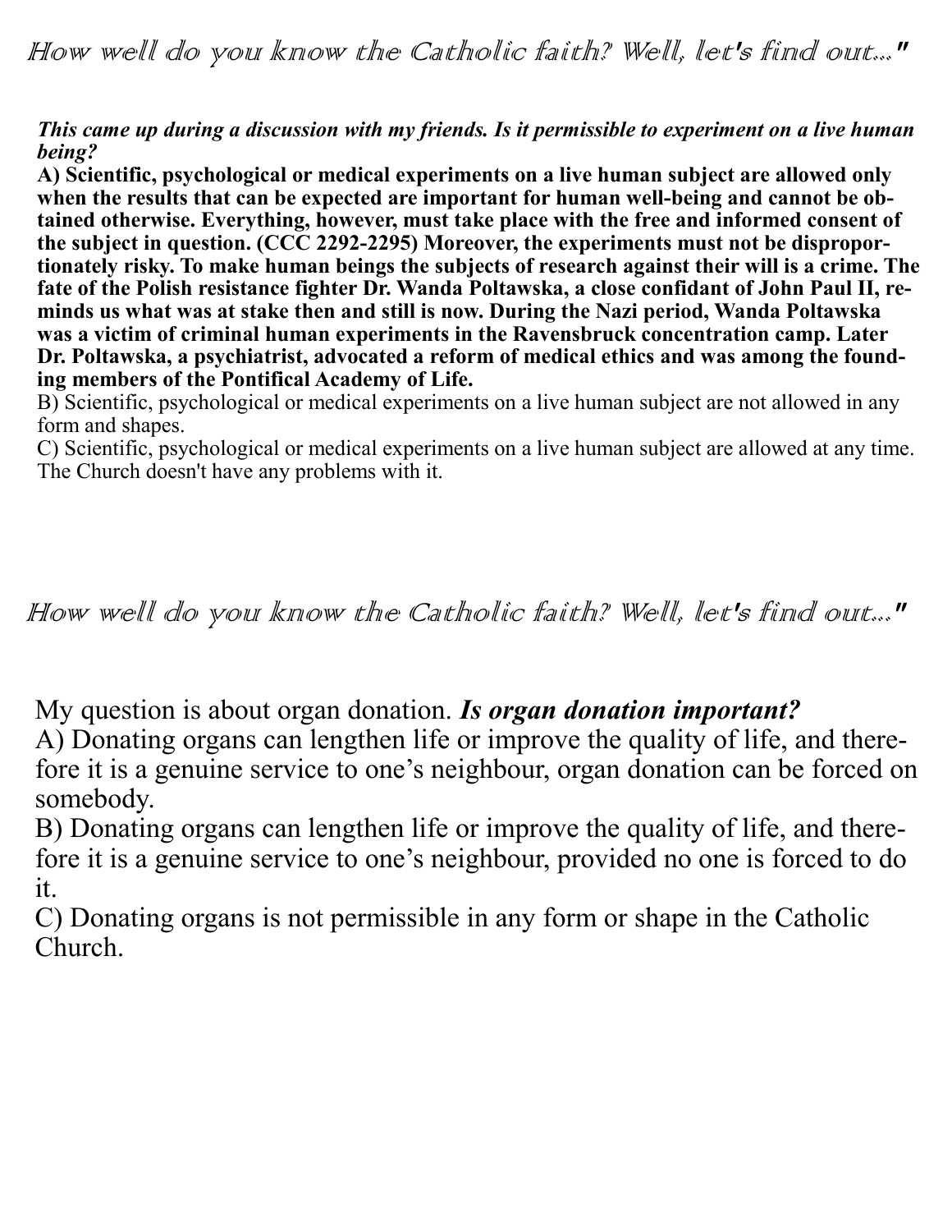# How well do you know the Catholic faith? Well, let's find out..."

***This came up during a discussion with my friends. Is it permissible to experiment on a live human being?***

**A) Scientific, psychological or medical experiments on a live human subject are allowed only when the results that can be expected are important for human well-being and cannot be obtained otherwise. Everything, however, must take place with the free and informed consent of the subject in question. (CCC 2292-2295) Moreover, the experiments must not be disproportionately risky. To make human beings the subjects of research against their will is a crime. The fate of the Polish resistance fighter Dr. Wanda Poltawska, a close confidant of John Paul II, reminds us what was at stake then and still is now. During the Nazi period, Wanda Poltawska was a victim of criminal human experiments in the Ravensbruck concentration camp. Later Dr. Poltawska, a psychiatrist, advocated a reform of medical ethics and was among the founding members of the Pontifical Academy of Life.**

B) Scientific, psychological or medical experiments on a live human subject are not allowed in any form and shapes.

C) Scientific, psychological or medical experiments on a live human subject are allowed at any time. The Church doesn't have any problems with it.

# How well do you know the Catholic faith? Well, let's find out..."

My question is about organ donation. ***Is organ donation important?***

A) Donating organs can lengthen life or improve the quality of life, and therefore it is a genuine service to one's neighbour, organ donation can be forced on somebody.

B) Donating organs can lengthen life or improve the quality of life, and therefore it is a genuine service to one's neighbour, provided no one is forced to do it.

C) Donating organs is not permissible in any form or shape in the Catholic Church.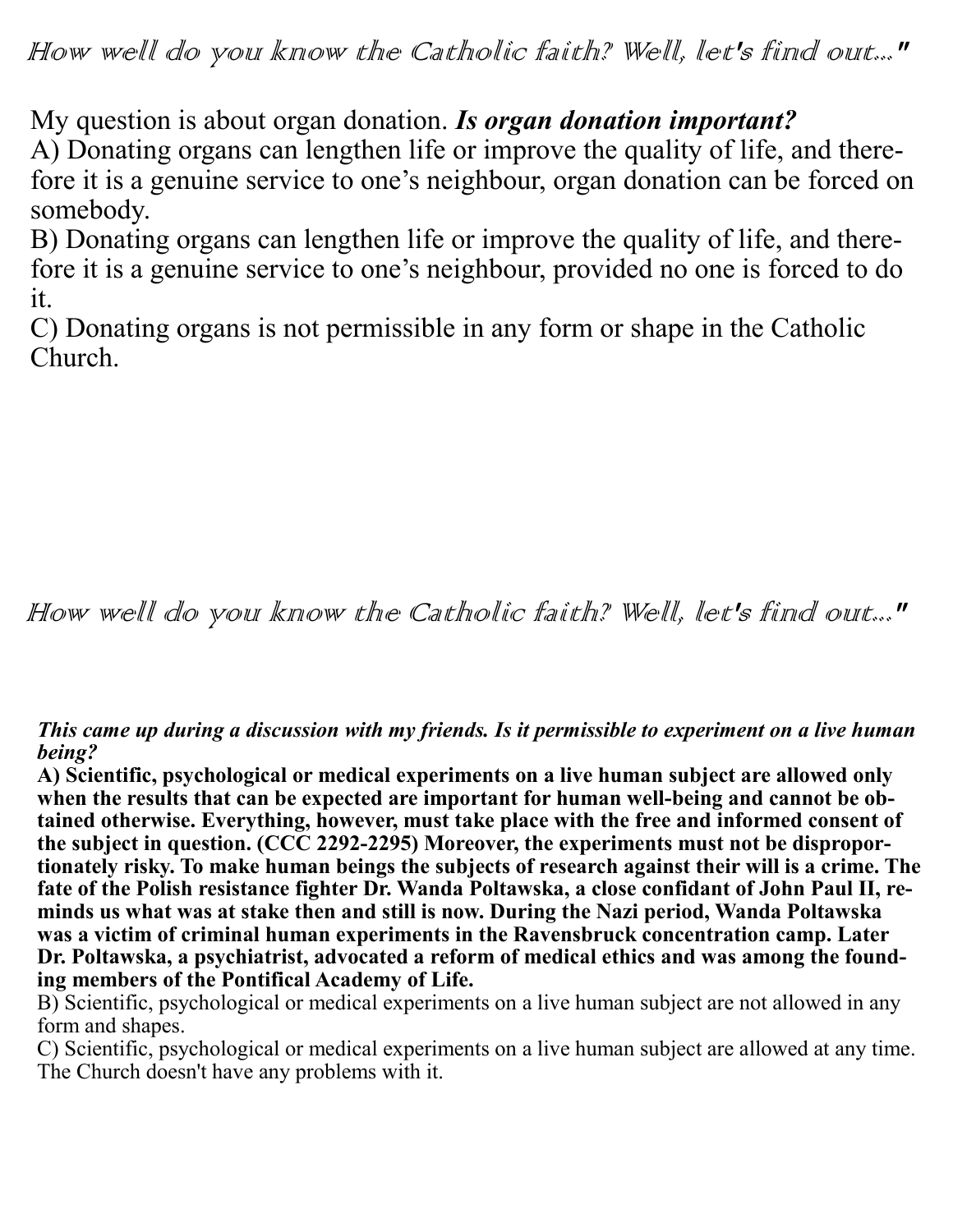*How well do you know the Catholic faith? Well, let's find out..."*

My question is about organ donation. ***Is organ donation important?***

A) Donating organs can lengthen life or improve the quality of life, and therefore it is a genuine service to one's neighbour, organ donation can be forced on somebody.

B) Donating organs can lengthen life or improve the quality of life, and therefore it is a genuine service to one's neighbour, provided no one is forced to do it.

C) Donating organs is not permissible in any form or shape in the Catholic Church.

*How well do you know the Catholic faith? Well, let's find out..."*

***This came up during a discussion with my friends. Is it permissible to experiment on a live human being?***

**A) Scientific, psychological or medical experiments on a live human subject are allowed only when the results that can be expected are important for human well-being and cannot be obtained otherwise. Everything, however, must take place with the free and informed consent of the subject in question. (CCC 2292-2295) Moreover, the experiments must not be disproportionately risky. To make human beings the subjects of research against their will is a crime. The fate of the Polish resistance fighter Dr. Wanda Poltawska, a close confidant of John Paul II, reminds us what was at stake then and still is now. During the Nazi period, Wanda Poltawska was a victim of criminal human experiments in the Ravensbruck concentration camp. Later Dr. Poltawska, a psychiatrist, advocated a reform of medical ethics and was among the founding members of the Pontifical Academy of Life.**

B) Scientific, psychological or medical experiments on a live human subject are not allowed in any form and shapes.

C) Scientific, psychological or medical experiments on a live human subject are allowed at any time. The Church doesn't have any problems with it.